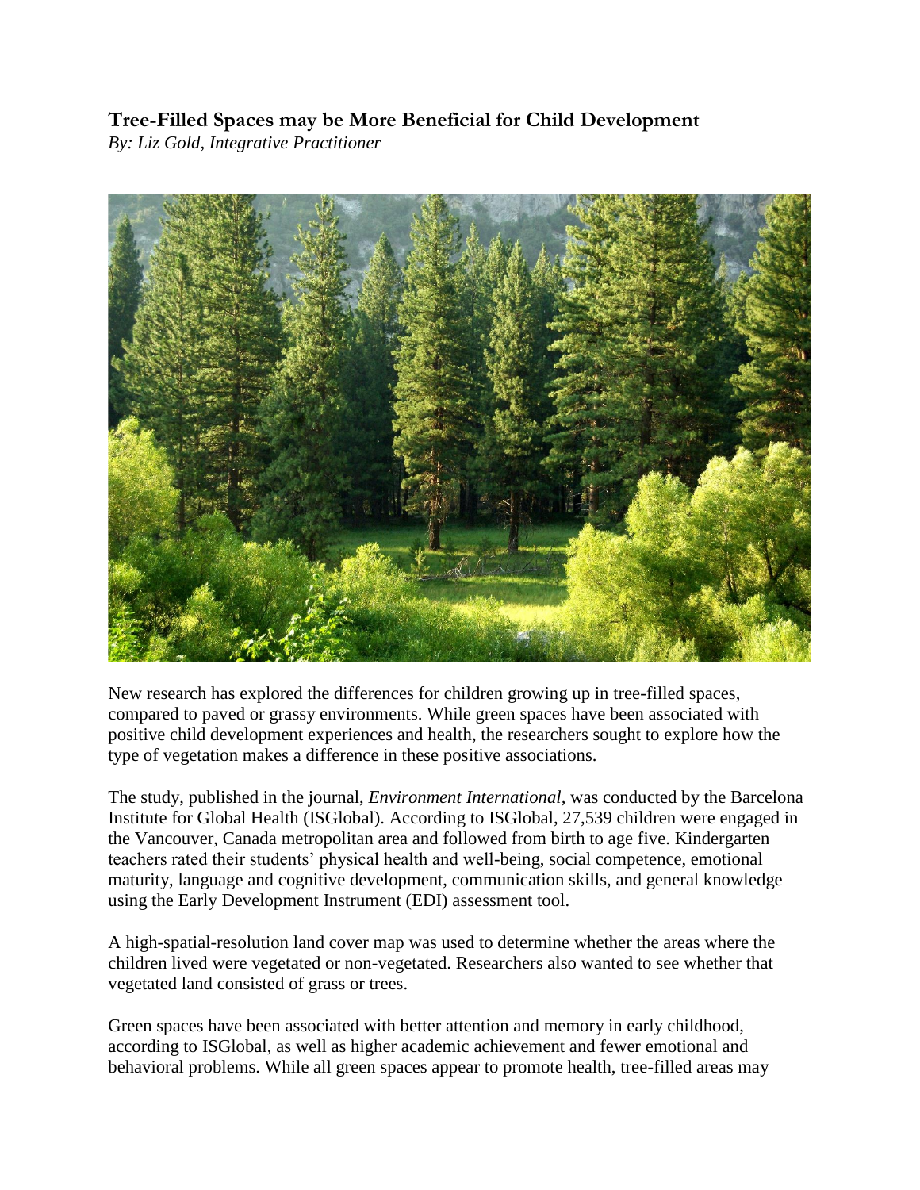**Tree-Filled Spaces may be More Beneficial for Child Development**
*By: Liz Gold, Integrative Practitioner*

New research has explored the differences for children growing up in tree-filled spaces, compared to paved or grassy environments. While green spaces have been associated with positive child development experiences and health, the researchers sought to explore how the type of vegetation makes a difference in these positive associations.

The study, published in the journal, *Environment International,* was conducted by the Barcelona Institute for Global Health (ISGlobal). According to ISGlobal, 27,539 children were engaged in the Vancouver, Canada metropolitan area and followed from birth to age five. Kindergarten teachers rated their students' physical health and well-being, social competence, emotional maturity, language and cognitive development, communication skills, and general knowledge using the Early Development Instrument (EDI) assessment tool.

A high-spatial-resolution land cover map was used to determine whether the areas where the children lived were vegetated or non-vegetated. Researchers also wanted to see whether that vegetated land consisted of grass or trees.

Green spaces have been associated with better attention and memory in early childhood, according to ISGlobal, as well as higher academic achievement and fewer emotional and behavioral problems. While all green spaces appear to promote health, tree-filled areas may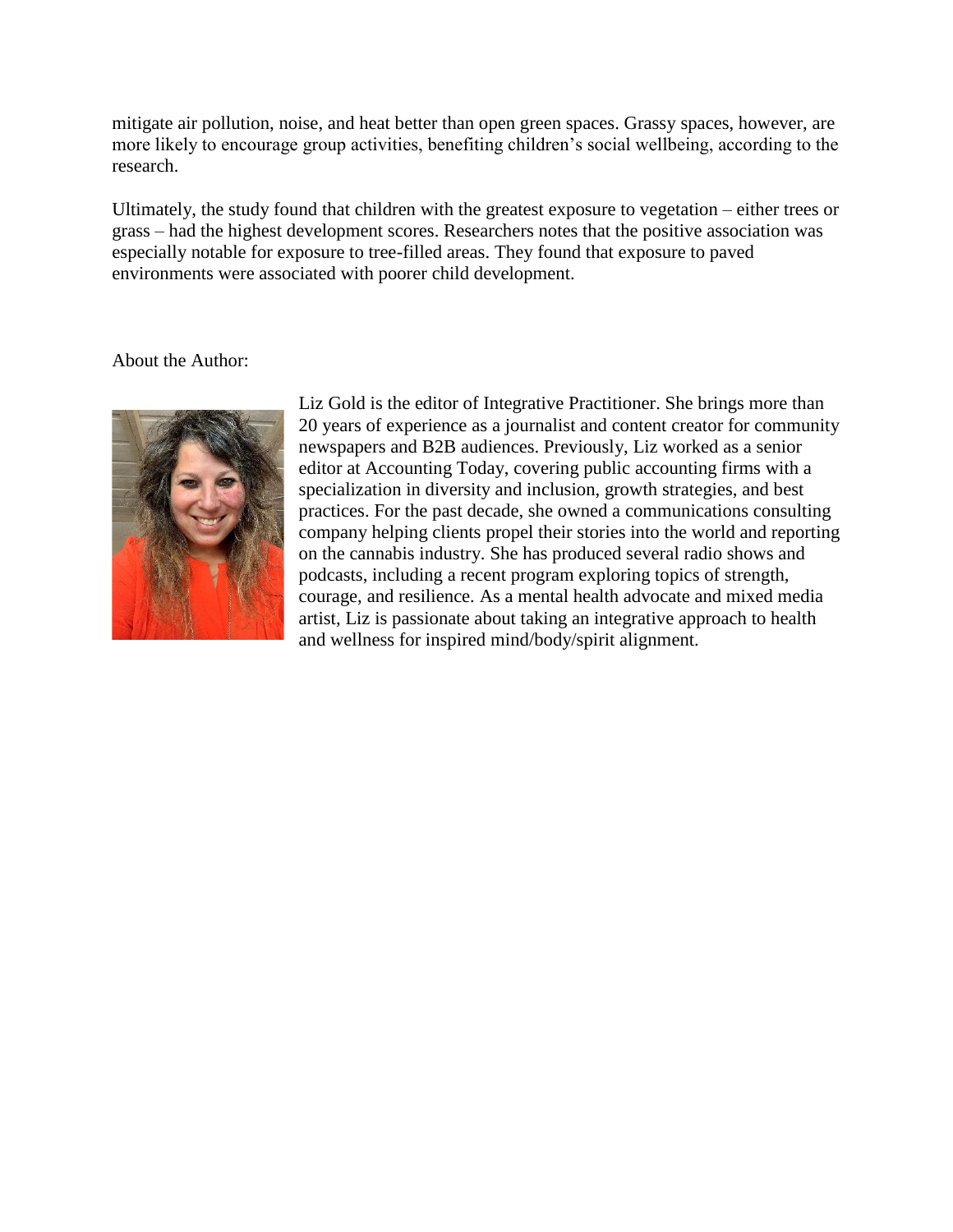mitigate air pollution, noise, and heat better than open green spaces. Grassy spaces, however, are more likely to encourage group activities, benefiting children's social wellbeing, according to the research.

Ultimately, the study found that children with the greatest exposure to vegetation – either trees or grass – had the highest development scores. Researchers notes that the positive association was especially notable for exposure to tree-filled areas. They found that exposure to paved environments were associated with poorer child development.

About the Author:

Liz Gold is the editor of Integrative Practitioner. She brings more than 20 years of experience as a journalist and content creator for community newspapers and B2B audiences. Previously, Liz worked as a senior editor at Accounting Today, covering public accounting firms with a specialization in diversity and inclusion, growth strategies, and best practices. For the past decade, she owned a communications consulting company helping clients propel their stories into the world and reporting on the cannabis industry. She has produced several radio shows and podcasts, including a recent program exploring topics of strength, courage, and resilience. As a mental health advocate and mixed media artist, Liz is passionate about taking an integrative approach to health and wellness for inspired mind/body/spirit alignment.